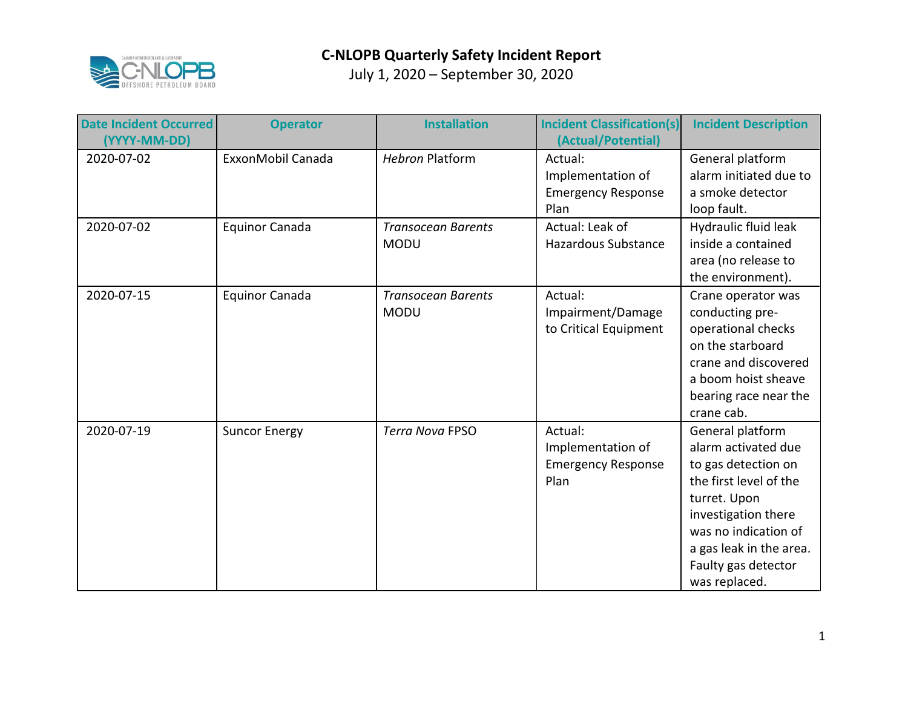# C-NLOPB Quarterly Safety Incident Report

July 1, 2020 – September 30, 2020

| Date Incident Occurred (YYYY-MM-DD) | Operator | Installation | Incident Classification(s) (Actual/Potential) | Incident Description |
|---|---|---|---|---|
| 2020-07-02 | ExxonMobil Canada | *Hebron* Platform | Actual: Implementation of Emergency Response Plan | General platform alarm initiated due to a smoke detector loop fault. |
| 2020-07-02 | Equinor Canada | *Transocean Barents* MODU | Actual: Leak of Hazardous Substance | Hydraulic fluid leak inside a contained area (no release to the environment). |
| 2020-07-15 | Equinor Canada | *Transocean Barents* MODU | Actual: Impairment/Damage to Critical Equipment | Crane operator was conducting pre-operational checks on the starboard crane and discovered a boom hoist sheave bearing race near the crane cab. |
| 2020-07-19 | Suncor Energy | *Terra Nova* FPSO | Actual: Implementation of Emergency Response Plan | General platform alarm activated due to gas detection on the first level of the turret. Upon investigation there was no indication of a gas leak in the area. Faulty gas detector was replaced. |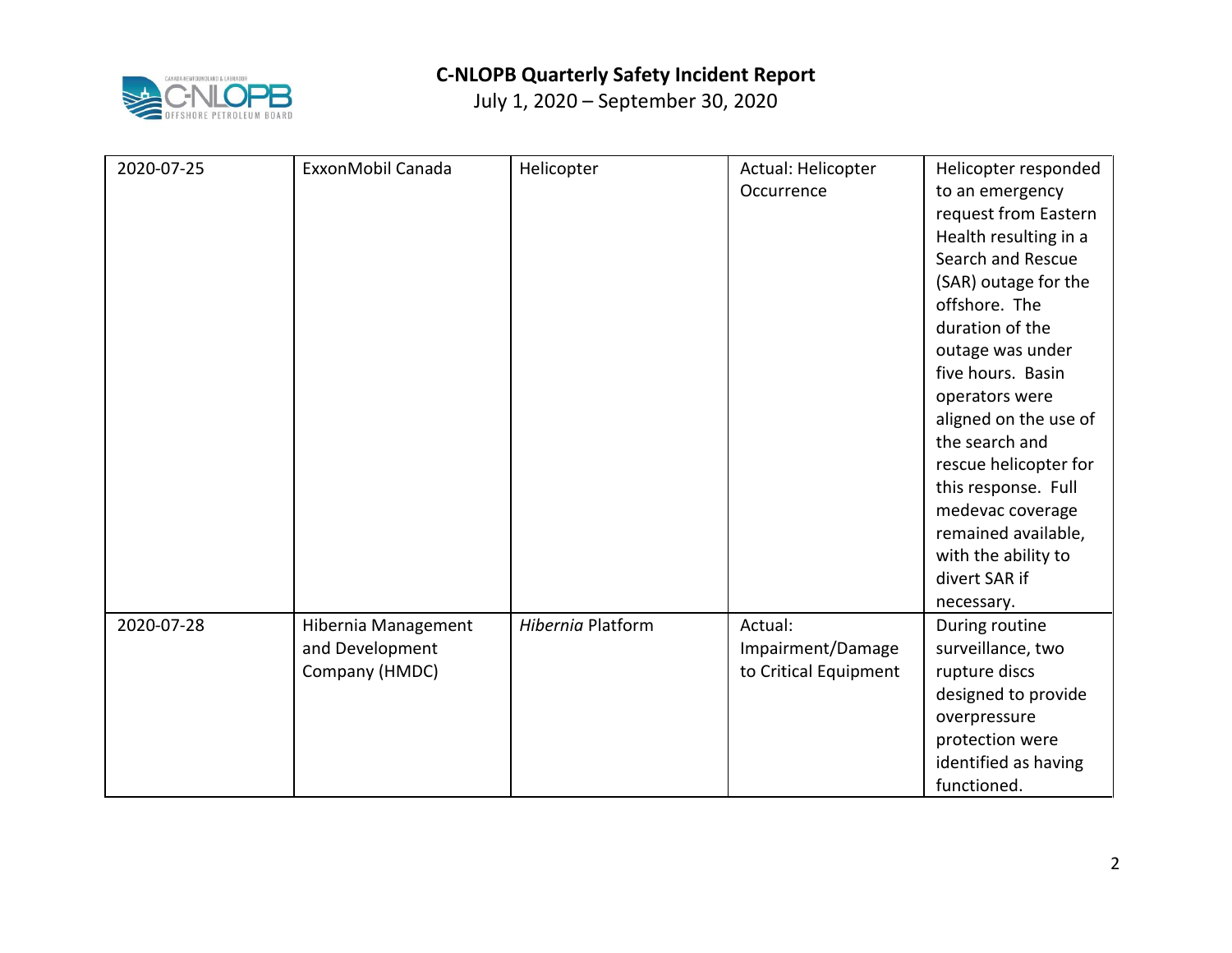| 2020-07-25 | ExxonMobil Canada | Helicopter | Actual: Helicopter Occurrence | Helicopter responded to an emergency request from Eastern Health resulting in a Search and Rescue (SAR) outage for the offshore. The duration of the outage was under five hours. Basin operators were aligned on the use of the search and rescue helicopter for this response. Full medevac coverage remained available, with the ability to divert SAR if necessary. |
|---|---|---|---|---|
| 2020-07-28 | Hibernia Management and Development Company (HMDC) | *Hibernia* Platform | Actual: Impairment/Damage to Critical Equipment | During routine surveillance, two rupture discs designed to provide overpressure protection were identified as having functioned. |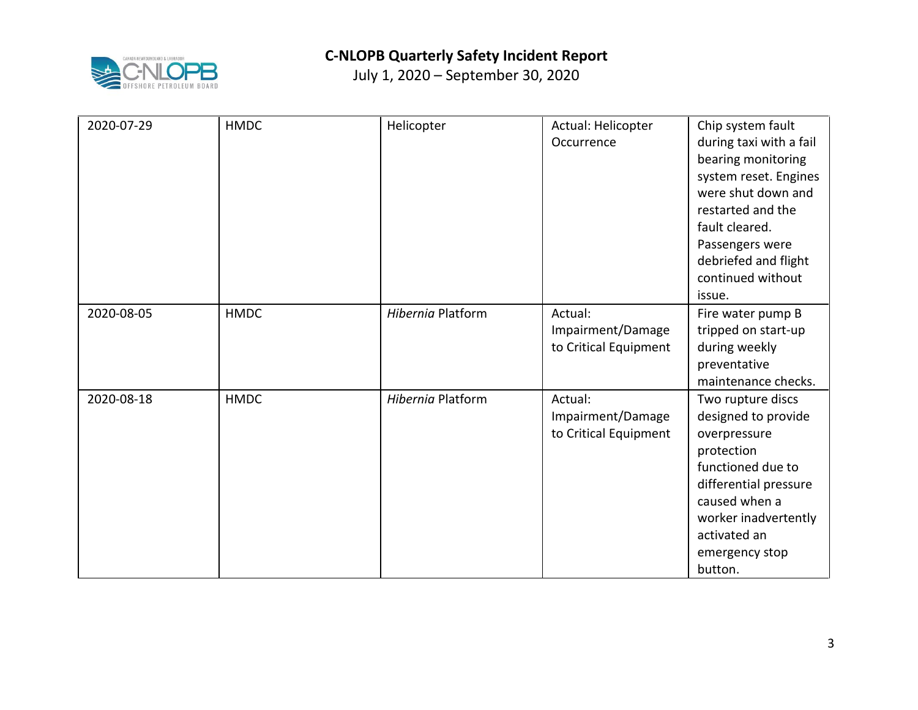| 2020-07-29 | HMDC | Helicopter | Actual: Helicopter Occurrence | Chip system fault during taxi with a fail bearing monitoring system reset. Engines were shut down and restarted and the fault cleared. Passengers were debriefed and flight continued without issue. |
|---|---|---|---|---|
| 2020-08-05 | HMDC | *Hibernia* Platform | Actual: Impairment/Damage to Critical Equipment | Fire water pump B tripped on start-up during weekly preventative maintenance checks. |
| 2020-08-18 | HMDC | *Hibernia* Platform | Actual: Impairment/Damage to Critical Equipment | Two rupture discs designed to provide overpressure protection functioned due to differential pressure caused when a worker inadvertently activated an emergency stop button. |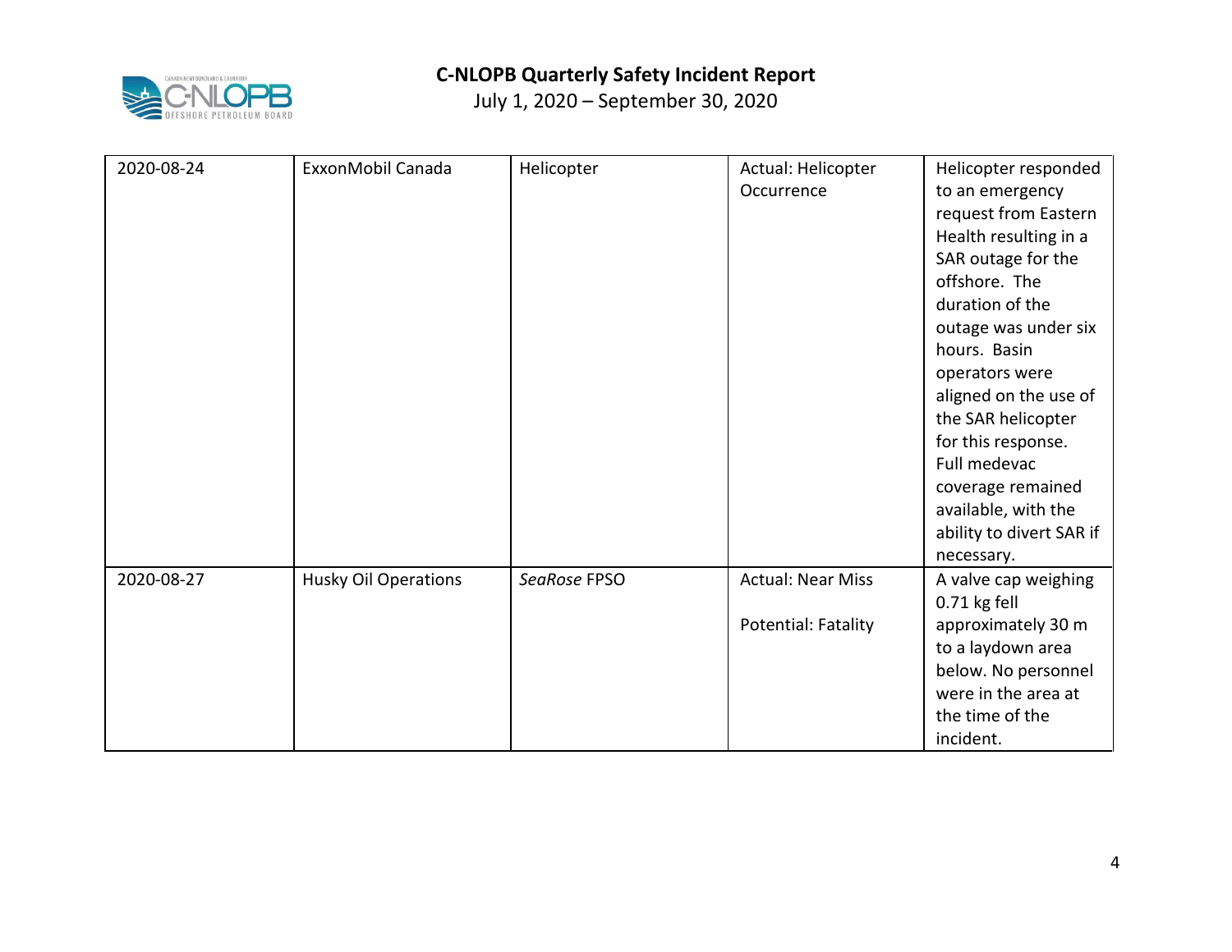| | | | | |
|---|---|---|---|---|
| 2020-08-24 | ExxonMobil Canada | Helicopter | Actual: Helicopter Occurrence | Helicopter responded to an emergency request from Eastern Health resulting in a SAR outage for the offshore. The duration of the outage was under six hours. Basin operators were aligned on the use of the SAR helicopter for this response. Full medevac coverage remained available, with the ability to divert SAR if necessary. |
| 2020-08-27 | Husky Oil Operations | *SeaRose* FPSO | Actual: Near Miss<br><br>Potential: Fatality | A valve cap weighing 0.71 kg fell approximately 30 m to a laydown area below. No personnel were in the area at the time of the incident. |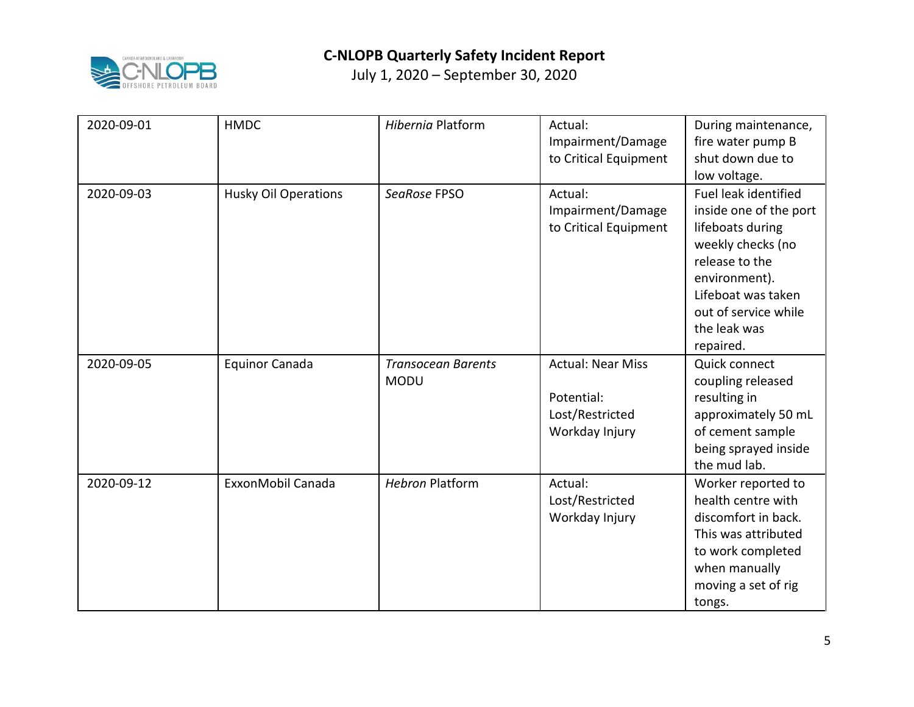# C-NLOPB Quarterly Safety Incident Report

July 1, 2020 – September 30, 2020

| | | | | |
|---|---|---|---|---|
| 2020-09-01 | HMDC | *Hibernia* Platform | Actual: Impairment/Damage to Critical Equipment | During maintenance, fire water pump B shut down due to low voltage. |
| 2020-09-03 | Husky Oil Operations | *SeaRose* FPSO | Actual: Impairment/Damage to Critical Equipment | Fuel leak identified inside one of the port lifeboats during weekly checks (no release to the environment). Lifeboat was taken out of service while the leak was repaired. |
| 2020-09-05 | Equinor Canada | *Transocean Barents* MODU | Actual: Near Miss<br><br>Potential: Lost/Restricted Workday Injury | Quick connect coupling released resulting in approximately 50 mL of cement sample being sprayed inside the mud lab. |
| 2020-09-12 | ExxonMobil Canada | *Hebron* Platform | Actual: Lost/Restricted Workday Injury | Worker reported to health centre with discomfort in back. This was attributed to work completed when manually moving a set of rig tongs. |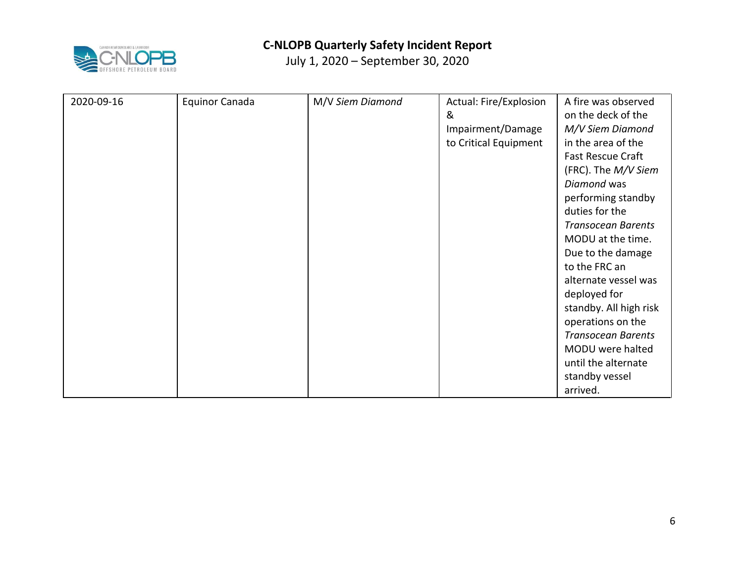| 2020-09-16 | Equinor Canada | M/V *Siem Diamond* | Actual: Fire/Explosion & Impairment/Damage to Critical Equipment | A fire was observed on the deck of the *M/V Siem Diamond* in the area of the Fast Rescue Craft (FRC). The *M/V Siem Diamond* was performing standby duties for the *Transocean Barents* MODU at the time. Due to the damage to the FRC an alternate vessel was deployed for standby. All high risk operations on the *Transocean Barents* MODU were halted until the alternate standby vessel arrived. |
|---|---|---|---|---|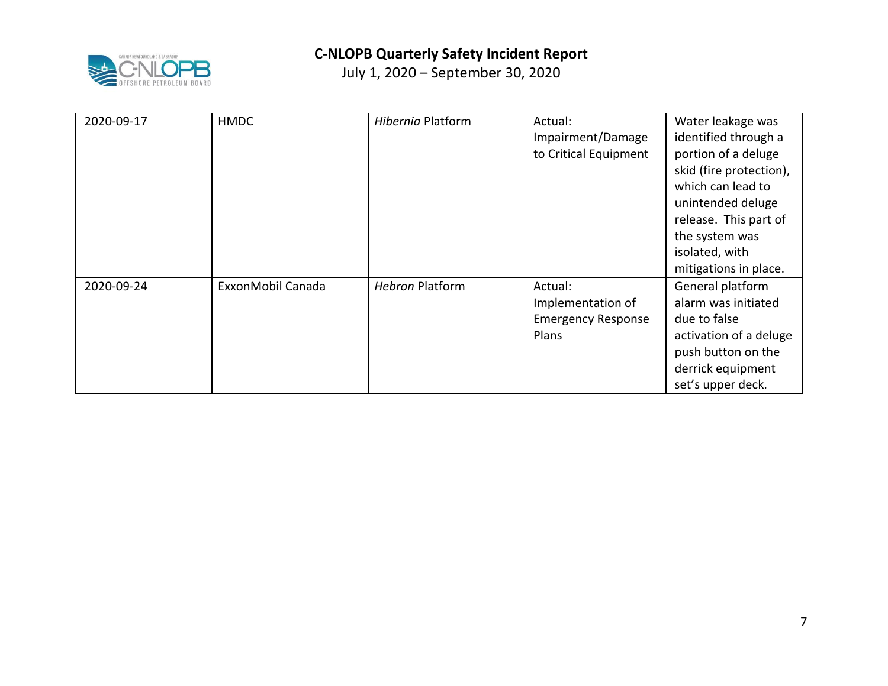| 2020-09-17 | HMDC | *Hibernia* Platform | Actual: Impairment/Damage to Critical Equipment | Water leakage was identified through a portion of a deluge skid (fire protection), which can lead to unintended deluge release. This part of the system was isolated, with mitigations in place. |
|---|---|---|---|---|
| 2020-09-24 | ExxonMobil Canada | *Hebron* Platform | Actual: Implementation of Emergency Response Plans | General platform alarm was initiated due to false activation of a deluge push button on the derrick equipment set's upper deck. |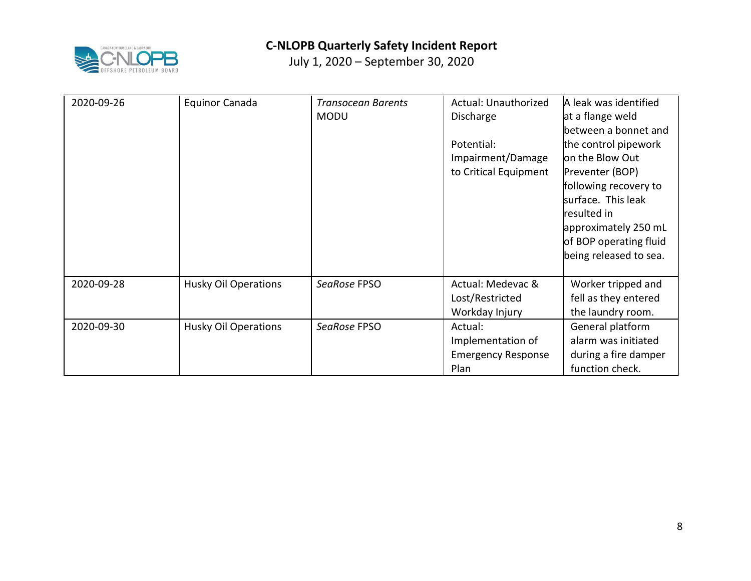| | | | | |
|---|---|---|---|---|
| 2020-09-26 | Equinor Canada | *Transocean Barents* MODU | Actual: Unauthorized Discharge<br><br>Potential: Impairment/Damage to Critical Equipment | A leak was identified at a flange weld between a bonnet and the control pipework on the Blow Out Preventer (BOP) following recovery to surface. This leak resulted in approximately 250 mL of BOP operating fluid being released to sea. |
| 2020-09-28 | Husky Oil Operations | *SeaRose* FPSO | Actual: Medevac & Lost/Restricted Workday Injury | Worker tripped and fell as they entered the laundry room. |
| 2020-09-30 | Husky Oil Operations | *SeaRose* FPSO | Actual: Implementation of Emergency Response Plan | General platform alarm was initiated during a fire damper function check. |